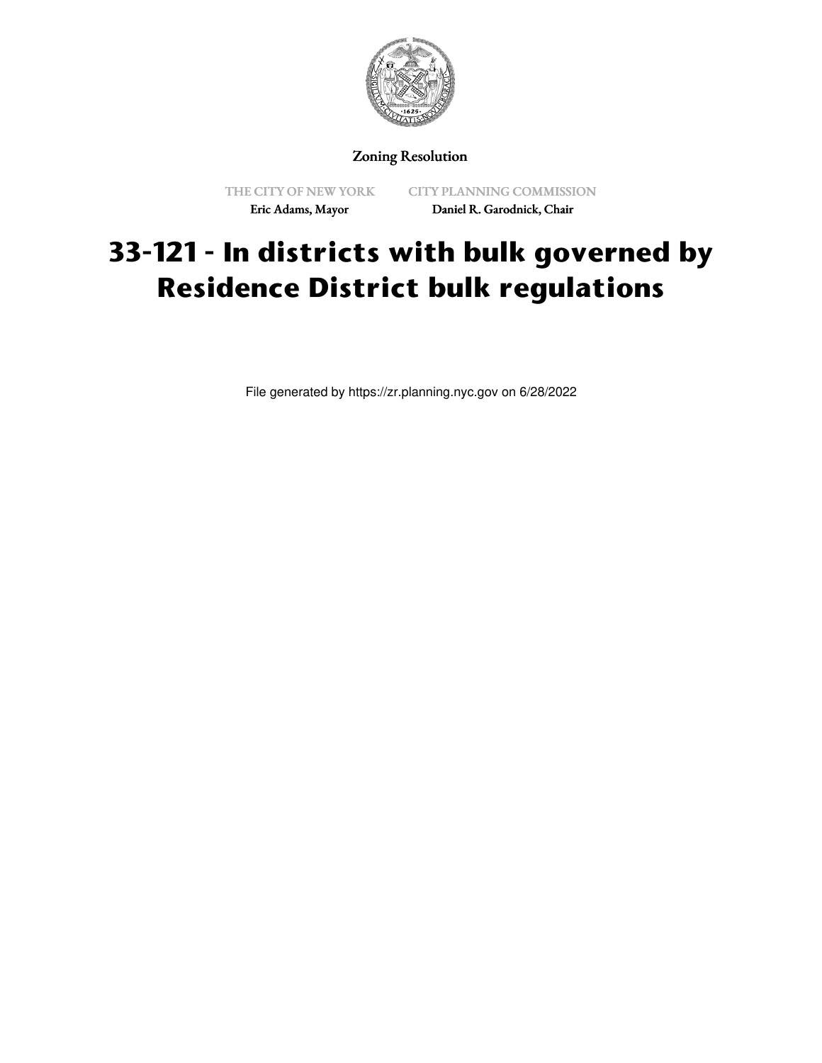Zoning Resolution

THE CITY OF NEW YORK

Eric Adams, Mayor

CITY PLANNING COMMISSION

Daniel R. Garodnick, Chair

# 33-121 - In districts with bulk governed by Residence District bulk regulations

File generated by https://zr.planning.nyc.gov on 6/28/2022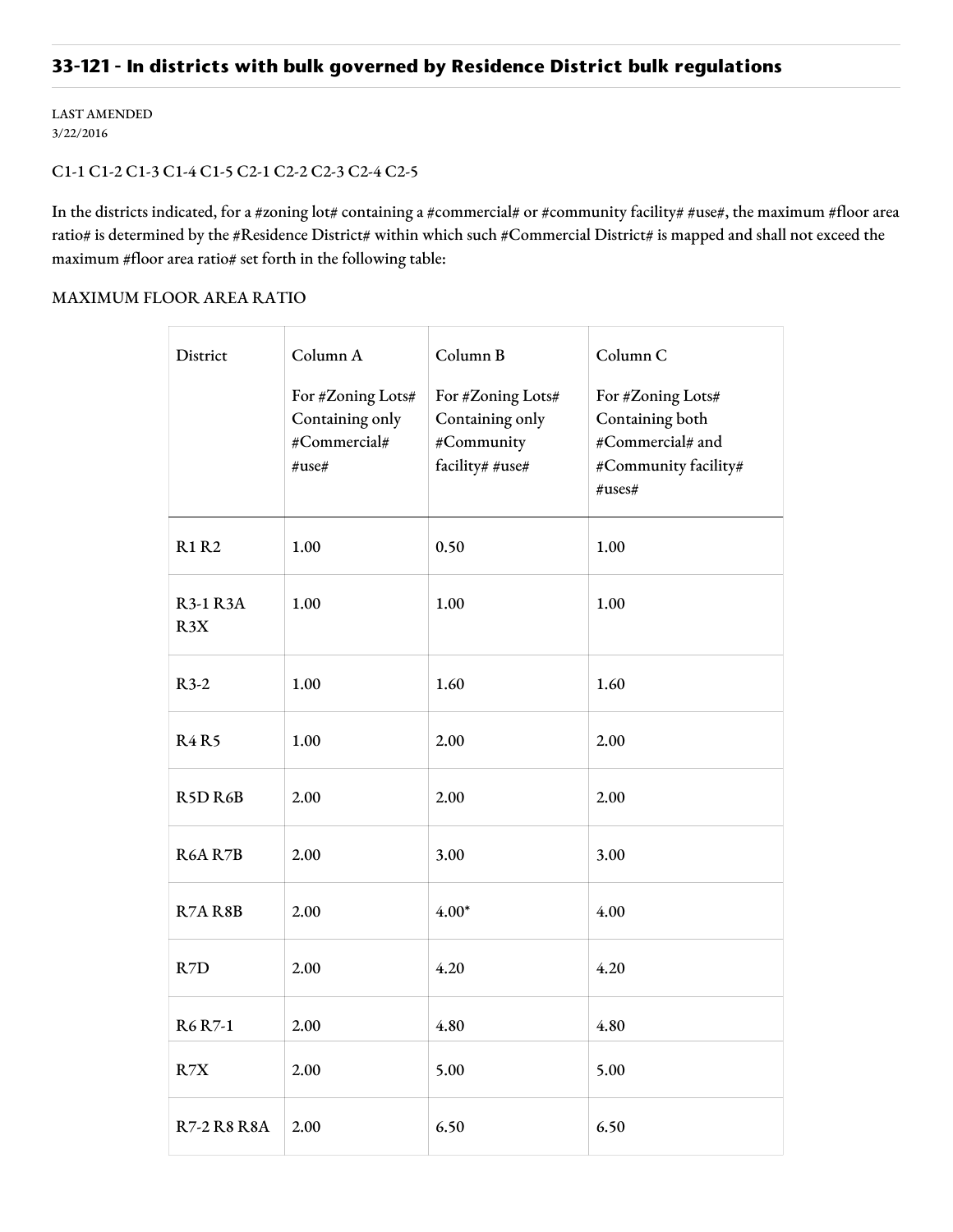## 33-121 - In districts with bulk governed by Residence District bulk regulations

LAST AMENDED
3/22/2016

C1-1 C1-2 C1-3 C1-4 C1-5 C2-1 C2-2 C2-3 C2-4 C2-5

In the districts indicated, for a #zoning lot# containing a #commercial# or #community facility# #use#, the maximum #floor area ratio# is determined by the #Residence District# within which such #Commercial District# is mapped and shall not exceed the maximum #floor area ratio# set forth in the following table:

MAXIMUM FLOOR AREA RATIO

| District | Column A<br>For #Zoning Lots# Containing only #Commercial# #use# | Column B<br>For #Zoning Lots# Containing only #Community facility# #use# | Column C<br>For #Zoning Lots# Containing both #Commercial# and #Community facility# #uses# |
|---|---|---|---|
| R1 R2 | 1.00 | 0.50 | 1.00 |
| R3-1 R3A R3X | 1.00 | 1.00 | 1.00 |
| R3-2 | 1.00 | 1.60 | 1.60 |
| R4 R5 | 1.00 | 2.00 | 2.00 |
| R5D R6B | 2.00 | 2.00 | 2.00 |
| R6A R7B | 2.00 | 3.00 | 3.00 |
| R7A R8B | 2.00 | 4.00* | 4.00 |
| R7D | 2.00 | 4.20 | 4.20 |
| R6 R7-1 | 2.00 | 4.80 | 4.80 |
| R7X | 2.00 | 5.00 | 5.00 |
| R7-2 R8 R8A | 2.00 | 6.50 | 6.50 |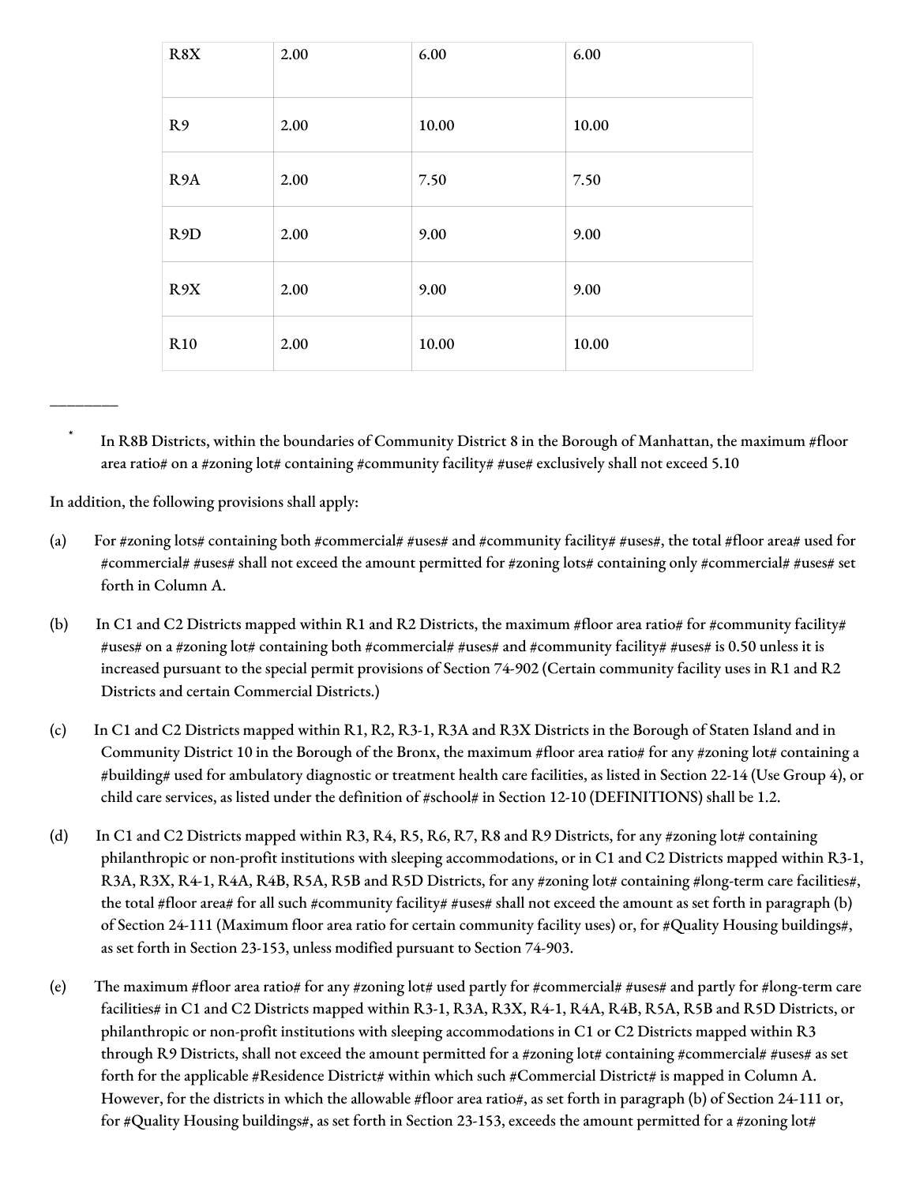| | | | |
|---|---|---|---|
| R8X | 2.00 | 6.00 | 6.00 |
| R9 | 2.00 | 10.00 | 10.00 |
| R9A | 2.00 | 7.50 | 7.50 |
| R9D | 2.00 | 9.00 | 9.00 |
| R9X | 2.00 | 9.00 | 9.00 |
| R10 | 2.00 | 10.00 | 10.00 |

---

\* In R8B Districts, within the boundaries of Community District 8 in the Borough of Manhattan, the maximum #floor area ratio# on a #zoning lot# containing #community facility# #use# exclusively shall not exceed 5.10

In addition, the following provisions shall apply:

(a) For #zoning lots# containing both #commercial# #uses# and #community facility# #uses#, the total #floor area# used for #commercial# #uses# shall not exceed the amount permitted for #zoning lots# containing only #commercial# #uses# set forth in Column A.

(b) In C1 and C2 Districts mapped within R1 and R2 Districts, the maximum #floor area ratio# for #community facility# #uses# on a #zoning lot# containing both #commercial# #uses# and #community facility# #uses# is 0.50 unless it is increased pursuant to the special permit provisions of Section 74-902 (Certain community facility uses in R1 and R2 Districts and certain Commercial Districts.)

(c) In C1 and C2 Districts mapped within R1, R2, R3-1, R3A and R3X Districts in the Borough of Staten Island and in Community District 10 in the Borough of the Bronx, the maximum #floor area ratio# for any #zoning lot# containing a #building# used for ambulatory diagnostic or treatment health care facilities, as listed in Section 22-14 (Use Group 4), or child care services, as listed under the definition of #school# in Section 12-10 (DEFINITIONS) shall be 1.2.

(d) In C1 and C2 Districts mapped within R3, R4, R5, R6, R7, R8 and R9 Districts, for any #zoning lot# containing philanthropic or non-profit institutions with sleeping accommodations, or in C1 and C2 Districts mapped within R3-1, R3A, R3X, R4-1, R4A, R4B, R5A, R5B and R5D Districts, for any #zoning lot# containing #long-term care facilities#, the total #floor area# for all such #community facility# #uses# shall not exceed the amount as set forth in paragraph (b) of Section 24-111 (Maximum floor area ratio for certain community facility uses) or, for #Quality Housing buildings#, as set forth in Section 23-153, unless modified pursuant to Section 74-903.

(e) The maximum #floor area ratio# for any #zoning lot# used partly for #commercial# #uses# and partly for #long-term care facilities# in C1 and C2 Districts mapped within R3-1, R3A, R3X, R4-1, R4A, R4B, R5A, R5B and R5D Districts, or philanthropic or non-profit institutions with sleeping accommodations in C1 or C2 Districts mapped within R3 through R9 Districts, shall not exceed the amount permitted for a #zoning lot# containing #commercial# #uses# as set forth for the applicable #Residence District# within which such #Commercial District# is mapped in Column A. However, for the districts in which the allowable #floor area ratio#, as set forth in paragraph (b) of Section 24-111 or, for #Quality Housing buildings#, as set forth in Section 23-153, exceeds the amount permitted for a #zoning lot#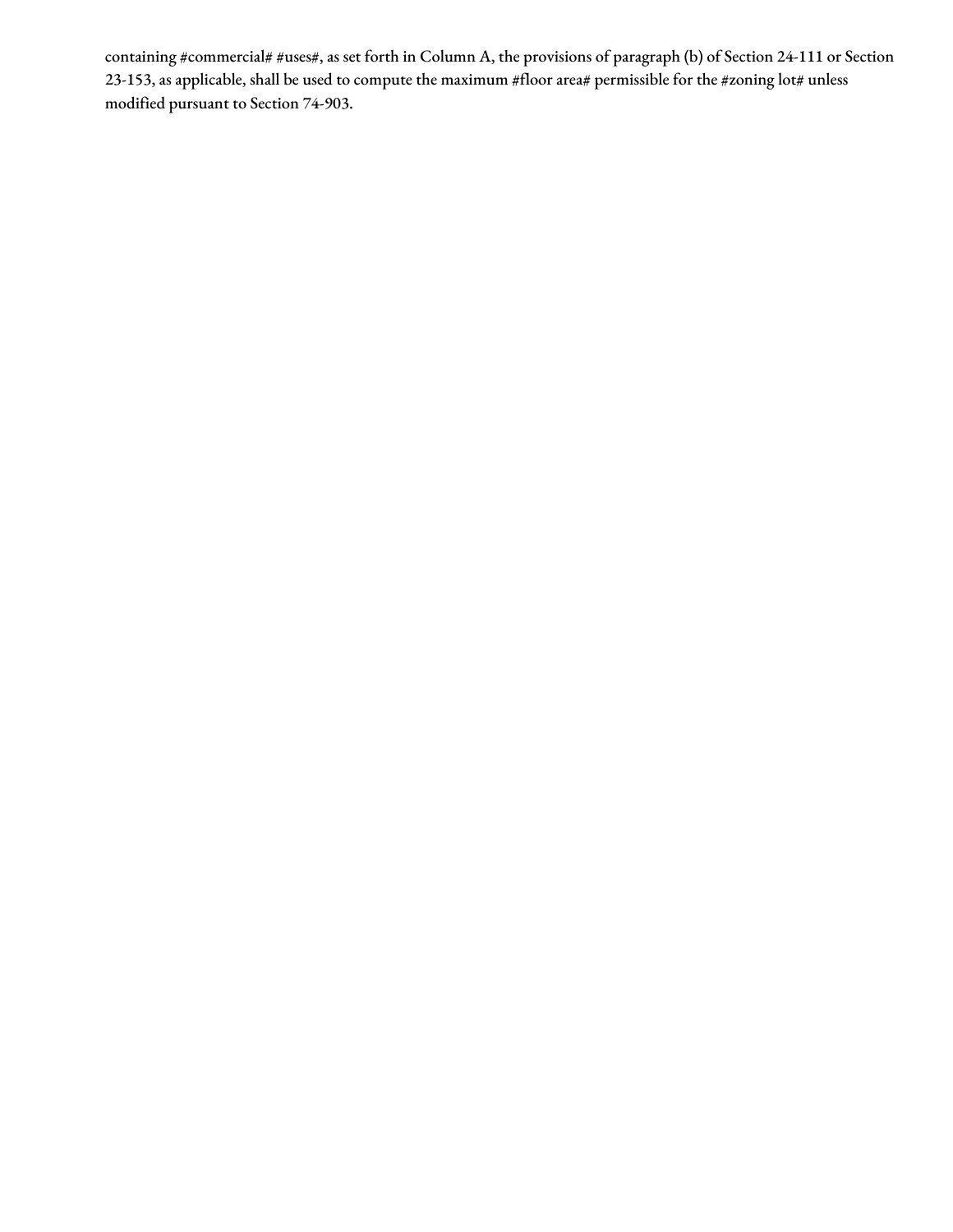containing #commercial# #uses#, as set forth in Column A, the provisions of paragraph (b) of Section 24-111 or Section 23-153, as applicable, shall be used to compute the maximum #floor area# permissible for the #zoning lot# unless modified pursuant to Section 74-903.